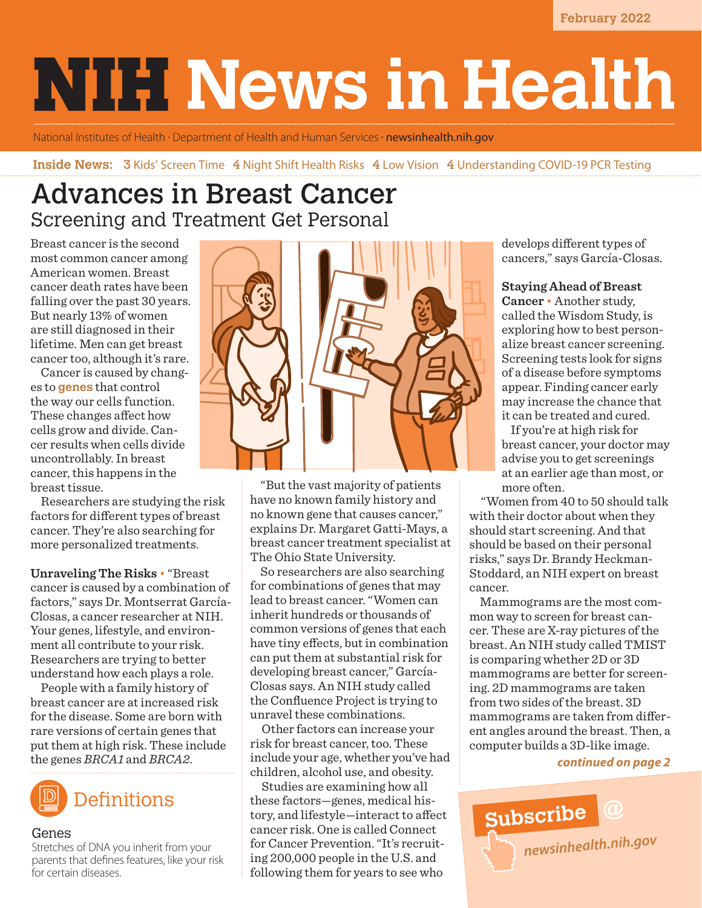February 2022

# NIH News in Health

National Institutes of Health · Department of Health and Human Services · newsinhealth.nih.gov

**Inside News:** 3 Kids' Screen Time 4 Night Shift Health Risks 4 Low Vision 4 Understanding COVID-19 PCR Testing

## Advances in Breast Cancer

### Screening and Treatment Get Personal

Breast cancer is the second most common cancer among American women. Breast cancer death rates have been falling over the past 30 years. But nearly 13% of women are still diagnosed in their lifetime. Men can get breast cancer too, although it's rare.

Cancer is caused by changes to **genes** that control the way our cells function. These changes affect how cells grow and divide. Cancer results when cells divide uncontrollably. In breast cancer, this happens in the breast tissue.

Researchers are studying the risk factors for different types of breast cancer. They're also searching for more personalized treatments.

**Unraveling The Risks** • "Breast cancer is caused by a combination of factors," says Dr. Montserrat García-Closas, a cancer researcher at NIH. Your genes, lifestyle, and environment all contribute to your risk. Researchers are trying to better understand how each plays a role.

People with a family history of breast cancer are at increased risk for the disease. Some are born with rare versions of certain genes that put them at high risk. These include the genes *BRCA1* and *BRCA2*.

"But the vast majority of patients have no known family history and no known gene that causes cancer," explains Dr. Margaret Gatti-Mays, a breast cancer treatment specialist at The Ohio State University.

So researchers are also searching for combinations of genes that may lead to breast cancer. "Women can inherit hundreds or thousands of common versions of genes that each have tiny effects, but in combination can put them at substantial risk for developing breast cancer," García-Closas says. An NIH study called the Confluence Project is trying to unravel these combinations.

Other factors can increase your risk for breast cancer, too. These include your age, whether you've had children, alcohol use, and obesity.

Studies are examining how all these factors—genes, medical history, and lifestyle—interact to affect cancer risk. One is called Connect for Cancer Prevention. "It's recruiting 200,000 people in the U.S. and following them for years to see who develops different types of cancers," says García-Closas.

**Staying Ahead of Breast Cancer** • Another study, called the Wisdom Study, is exploring how to best personalize breast cancer screening. Screening tests look for signs of a disease before symptoms appear. Finding cancer early may increase the chance that it can be treated and cured.

If you're at high risk for breast cancer, your doctor may advise you to get screenings at an earlier age than most, or more often.

"Women from 40 to 50 should talk with their doctor about when they should start screening. And that should be based on their personal risks," says Dr. Brandy Heckman-Stoddard, an NIH expert on breast cancer.

Mammograms are the most common way to screen for breast cancer. These are X-ray pictures of the breast. An NIH study called TMIST is comparing whether 2D or 3D mammograms are better for screening. 2D mammograms are taken from two sides of the breast. 3D mammograms are taken from different angles around the breast. Then, a computer builds a 3D-like image.

*continued on page 2*

### Definitions

**Genes**
Stretches of DNA you inherit from your parents that defines features, like your risk for certain diseases.

Subscribe @ newsinhealth.nih.gov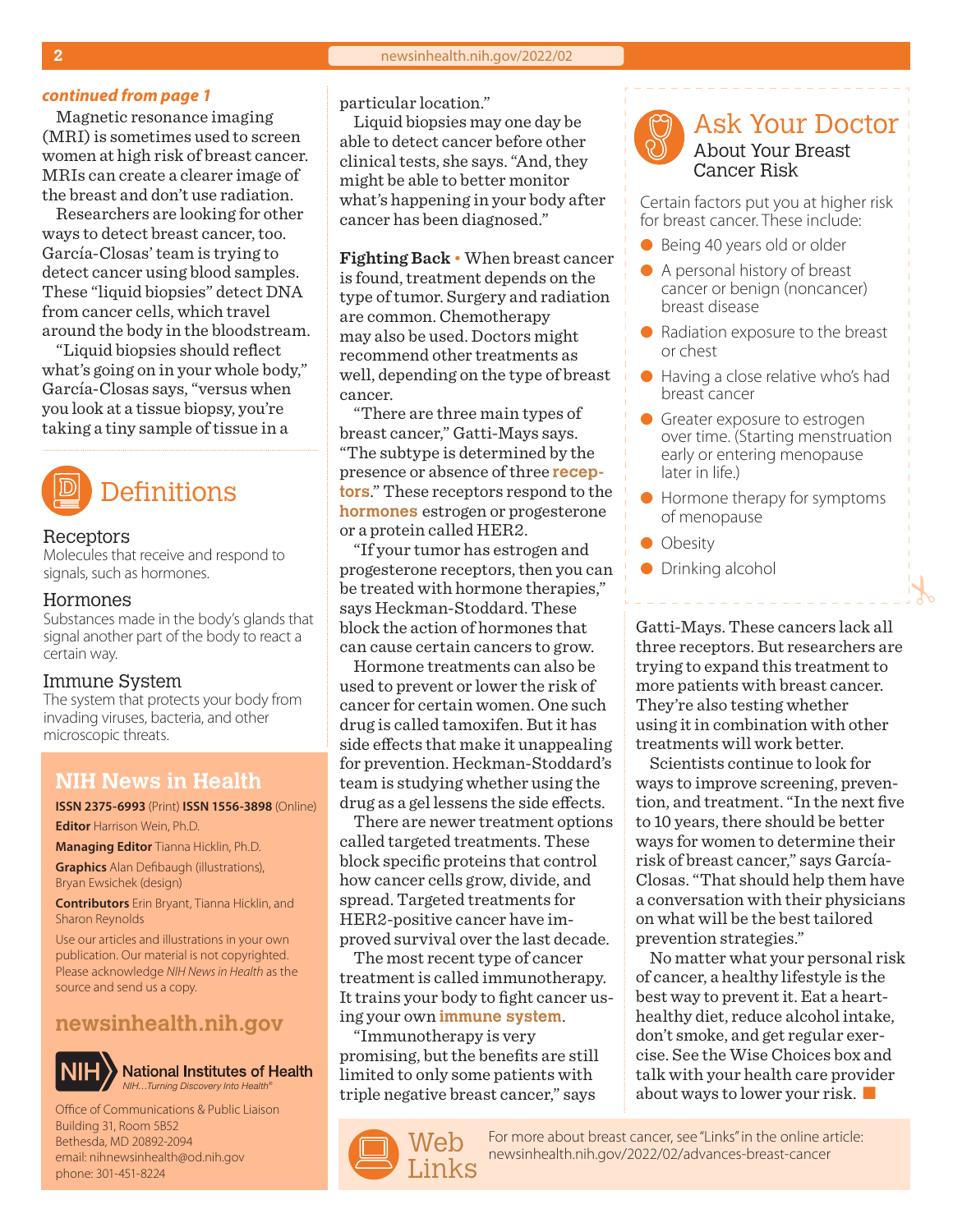*continued from page 1*

Magnetic resonance imaging (MRI) is sometimes used to screen women at high risk of breast cancer. MRIs can create a clearer image of the breast and don't use radiation.

Researchers are looking for other ways to detect breast cancer, too. García-Closas' team is trying to detect cancer using blood samples. These "liquid biopsies" detect DNA from cancer cells, which travel around the body in the bloodstream.

"Liquid biopsies should reflect what's going on in your whole body," García-Closas says, "versus when you look at a tissue biopsy, you're taking a tiny sample of tissue in a particular location."

Liquid biopsies may one day be able to detect cancer before other clinical tests, she says. "And, they might be able to better monitor what's happening in your body after cancer has been diagnosed."

**Fighting Back** • When breast cancer is found, treatment depends on the type of tumor. Surgery and radiation are common. Chemotherapy may also be used. Doctors might recommend other treatments as well, depending on the type of breast cancer.

"There are three main types of breast cancer," Gatti-Mays says. "The subtype is determined by the presence or absence of three **receptors**." These receptors respond to the **hormones** estrogen or progesterone or a protein called HER2.

"If your tumor has estrogen and progesterone receptors, then you can be treated with hormone therapies," says Heckman-Stoddard. These block the action of hormones that can cause certain cancers to grow.

Hormone treatments can also be used to prevent or lower the risk of cancer for certain women. One such drug is called tamoxifen. But it has side effects that make it unappealing for prevention. Heckman-Stoddard's team is studying whether using the drug as a gel lessens the side effects.

There are newer treatment options called targeted treatments. These block specific proteins that control how cancer cells grow, divide, and spread. Targeted treatments for HER2-positive cancer have improved survival over the last decade.

The most recent type of cancer treatment is called immunotherapy. It trains your body to fight cancer using your own **immune system**.

"Immunotherapy is very promising, but the benefits are still limited to only some patients with triple negative breast cancer," says Gatti-Mays. These cancers lack all three receptors. But researchers are trying to expand this treatment to more patients with breast cancer. They're also testing whether using it in combination with other treatments will work better.

Scientists continue to look for ways to improve screening, prevention, and treatment. "In the next five to 10 years, there should be better ways for women to determine their risk of breast cancer," says García-Closas. "That should help them have a conversation with their physicians on what will be the best tailored prevention strategies."

No matter what your personal risk of cancer, a healthy lifestyle is the best way to prevent it. Eat a heart-healthy diet, reduce alcohol intake, don't smoke, and get regular exercise. See the Wise Choices box and talk with your health care provider about ways to lower your risk. ■

## Ask Your Doctor

### About Your Breast Cancer Risk

Certain factors put you at higher risk for breast cancer. These include:

- Being 40 years old or older
- A personal history of breast cancer or benign (noncancer) breast disease
- Radiation exposure to the breast or chest
- Having a close relative who's had breast cancer
- Greater exposure to estrogen over time. (Starting menstruation early or entering menopause later in life.)
- Hormone therapy for symptoms of menopause
- Obesity
- Drinking alcohol

## Definitions

**Receptors**
Molecules that receive and respond to signals, such as hormones.

**Hormones**
Substances made in the body's glands that signal another part of the body to react a certain way.

**Immune System**
The system that protects your body from invading viruses, bacteria, and other microscopic threats.

## Web Links

For more about breast cancer, see "Links" in the online article: newsinhealth.nih.gov/2022/02/advances-breast-cancer

## NIH News in Health

**ISSN 2375-6993** (Print) **ISSN 1556-3898** (Online)

**Editor** Harrison Wein, Ph.D.

**Managing Editor** Tianna Hicklin, Ph.D.

**Graphics** Alan Defibaugh (illustrations), Bryan Ewsichek (design)

**Contributors** Erin Bryant, Tianna Hicklin, and Sharon Reynolds

Use our articles and illustrations in your own publication. Our material is not copyrighted. Please acknowledge *NIH News in Health* as the source and send us a copy.

**newsinhealth.nih.gov**

National Institutes of Health
*NIH...Turning Discovery Into Health®*

Office of Communications & Public Liaison
Building 31, Room 5B52
Bethesda, MD 20892-2094
email: nihnewsinhealth@od.nih.gov
phone: 301-451-8224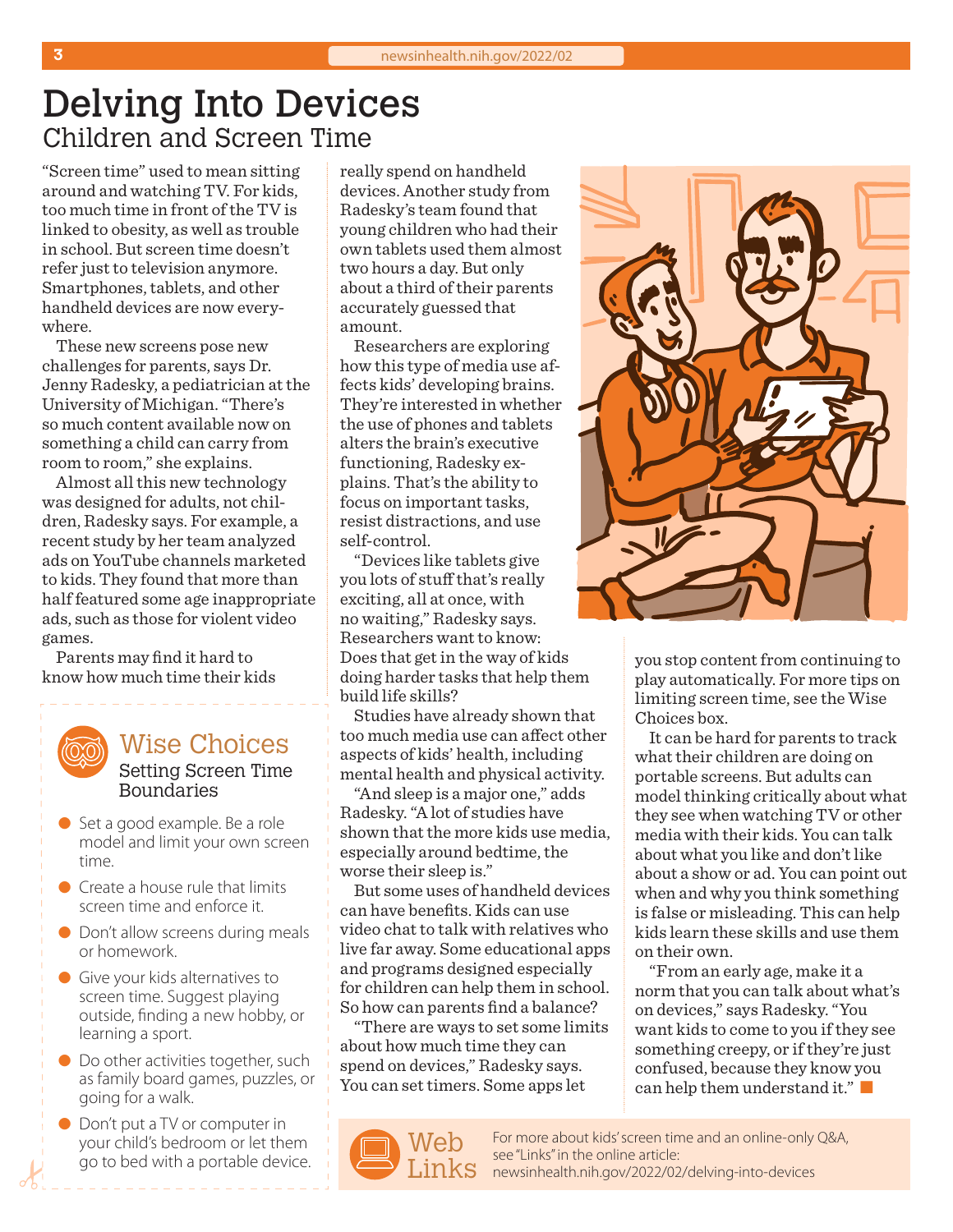# Delving Into Devices

## Children and Screen Time

"Screen time" used to mean sitting around and watching TV. For kids, too much time in front of the TV is linked to obesity, as well as trouble in school. But screen time doesn't refer just to television anymore. Smartphones, tablets, and other handheld devices are now everywhere.

These new screens pose new challenges for parents, says Dr. Jenny Radesky, a pediatrician at the University of Michigan. "There's so much content available now on something a child can carry from room to room," she explains.

Almost all this new technology was designed for adults, not children, Radesky says. For example, a recent study by her team analyzed ads on YouTube channels marketed to kids. They found that more than half featured some age inappropriate ads, such as those for violent video games.

Parents may find it hard to know how much time their kids really spend on handheld devices. Another study from Radesky's team found that young children who had their own tablets used them almost two hours a day. But only about a third of their parents accurately guessed that amount.

Researchers are exploring how this type of media use affects kids' developing brains. They're interested in whether the use of phones and tablets alters the brain's executive functioning, Radesky explains. That's the ability to focus on important tasks, resist distractions, and use self-control.

"Devices like tablets give you lots of stuff that's really exciting, all at once, with no waiting," Radesky says. Researchers want to know: Does that get in the way of kids doing harder tasks that help them build life skills?

Studies have already shown that too much media use can affect other aspects of kids' health, including mental health and physical activity.

"And sleep is a major one," adds Radesky. "A lot of studies have shown that the more kids use media, especially around bedtime, the worse their sleep is."

But some uses of handheld devices can have benefits. Kids can use video chat to talk with relatives who live far away. Some educational apps and programs designed especially for children can help them in school. So how can parents find a balance?

"There are ways to set some limits about how much time they can spend on devices," Radesky says. You can set timers. Some apps let you stop content from continuing to play automatically. For more tips on limiting screen time, see the Wise Choices box.

It can be hard for parents to track what their children are doing on portable screens. But adults can model thinking critically about what they see when watching TV or other media with their kids. You can talk about what you like and don't like about a show or ad. You can point out when and why you think something is false or misleading. This can help kids learn these skills and use them on their own.

"From an early age, make it a norm that you can talk about what's on devices," says Radesky. "You want kids to come to you if they see something creepy, or if they're just confused, because they know you can help them understand it." ■

### Wise Choices
**Setting Screen Time Boundaries**

- Set a good example. Be a role model and limit your own screen time.
- Create a house rule that limits screen time and enforce it.
- Don't allow screens during meals or homework.
- Give your kids alternatives to screen time. Suggest playing outside, finding a new hobby, or learning a sport.
- Do other activities together, such as family board games, puzzles, or going for a walk.
- Don't put a TV or computer in your child's bedroom or let them go to bed with a portable device.

### Web Links

For more about kids' screen time and an online-only Q&A, see "Links" in the online article: newsinhealth.nih.gov/2022/02/delving-into-devices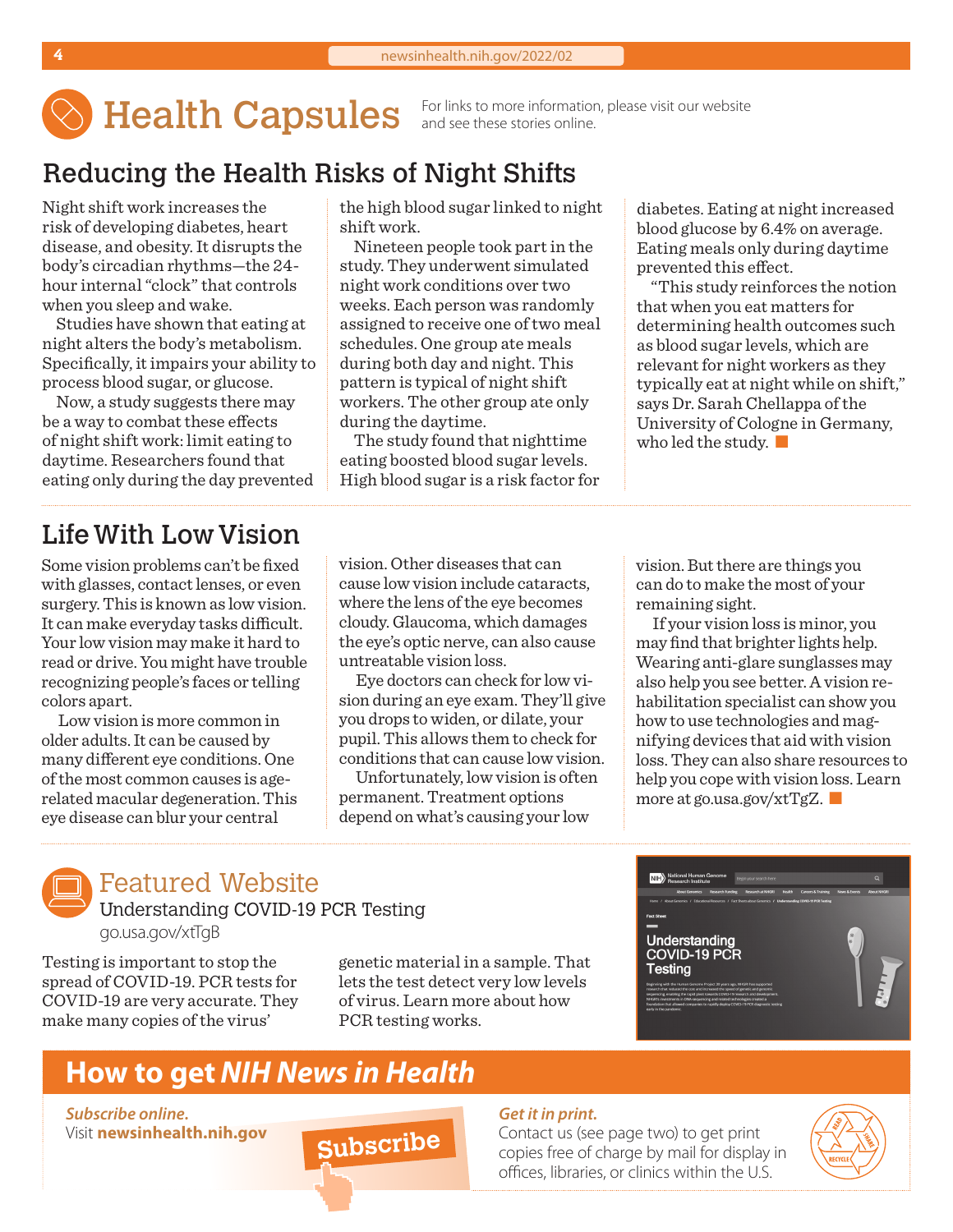# Health Capsules

For links to more information, please visit our website and see these stories online.

## Reducing the Health Risks of Night Shifts

Night shift work increases the risk of developing diabetes, heart disease, and obesity. It disrupts the body's circadian rhythms—the 24-hour internal "clock" that controls when you sleep and wake.

Studies have shown that eating at night alters the body's metabolism. Specifically, it impairs your ability to process blood sugar, or glucose.

Now, a study suggests there may be a way to combat these effects of night shift work: limit eating to daytime. Researchers found that eating only during the day prevented the high blood sugar linked to night shift work.

Nineteen people took part in the study. They underwent simulated night work conditions over two weeks. Each person was randomly assigned to receive one of two meal schedules. One group ate meals during both day and night. This pattern is typical of night shift workers. The other group ate only during the daytime.

The study found that nighttime eating boosted blood sugar levels. High blood sugar is a risk factor for diabetes. Eating at night increased blood glucose by 6.4% on average. Eating meals only during daytime prevented this effect.

"This study reinforces the notion that when you eat matters for determining health outcomes such as blood sugar levels, which are relevant for night workers as they typically eat at night while on shift," says Dr. Sarah Chellappa of the University of Cologne in Germany, who led the study.

## Life With Low Vision

Some vision problems can't be fixed with glasses, contact lenses, or even surgery. This is known as low vision. It can make everyday tasks difficult. Your low vision may make it hard to read or drive. You might have trouble recognizing people's faces or telling colors apart.

Low vision is more common in older adults. It can be caused by many different eye conditions. One of the most common causes is age-related macular degeneration. This eye disease can blur your central vision. Other diseases that can cause low vision include cataracts, where the lens of the eye becomes cloudy. Glaucoma, which damages the eye's optic nerve, can also cause untreatable vision loss.

Eye doctors can check for low vision during an eye exam. They'll give you drops to widen, or dilate, your pupil. This allows them to check for conditions that can cause low vision.

Unfortunately, low vision is often permanent. Treatment options depend on what's causing your low vision. But there are things you can do to make the most of your remaining sight.

If your vision loss is minor, you may find that brighter lights help. Wearing anti-glare sunglasses may also help you see better. A vision rehabilitation specialist can show you how to use technologies and magnifying devices that aid with vision loss. They can also share resources to help you cope with vision loss. Learn more at go.usa.gov/xtTgZ.

## Featured Website

### Understanding COVID-19 PCR Testing

go.usa.gov/xtTgB

Testing is important to stop the spread of COVID-19. PCR tests for COVID-19 are very accurate. They make many copies of the virus' genetic material in a sample. That lets the test detect very low levels of virus. Learn more about how PCR testing works.

## How to get *NIH News in Health*

***Subscribe online.***
Visit **newsinhealth.nih.gov**

Subscribe

***Get it in print.***
Contact us (see page two) to get print copies free of charge by mail for display in offices, libraries, or clinics within the U.S.

READ SHARE RECYCLE